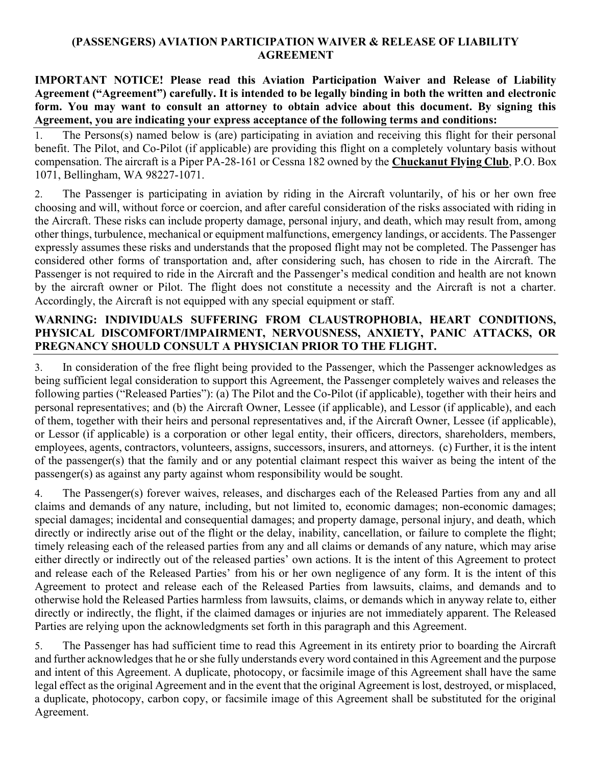# (PASSENGERS) AVIATION PARTICIPATION WAIVER & RELEASE OF LIABILITY AGREEMENT

**IMPORTANT NOTICE! Please read this Aviation Participation Waiver and Release of Liability Agreement ("Agreement") carefully. It is intended to be legally binding in both the written and electronic form. You may want to consult an attorney to obtain advice about this document. By signing this Agreement, you are indicating your express acceptance of the following terms and conditions:**

1. The Persons(s) named below is (are) participating in aviation and receiving this flight for their personal benefit. The Pilot, and Co-Pilot (if applicable) are providing this flight on a completely voluntary basis without compensation. The aircraft is a Piper PA-28-161 or Cessna 182 owned by the **Chuckanut Flying Club**, P.O. Box 1071, Bellingham, WA 98227-1071.

2. The Passenger is participating in aviation by riding in the Aircraft voluntarily, of his or her own free choosing and will, without force or coercion, and after careful consideration of the risks associated with riding in the Aircraft. These risks can include property damage, personal injury, and death, which may result from, among other things, turbulence, mechanical or equipment malfunctions, emergency landings, or accidents. The Passenger expressly assumes these risks and understands that the proposed flight may not be completed. The Passenger has considered other forms of transportation and, after considering such, has chosen to ride in the Aircraft. The Passenger is not required to ride in the Aircraft and the Passenger's medical condition and health are not known by the aircraft owner or Pilot. The flight does not constitute a necessity and the Aircraft is not a charter. Accordingly, the Aircraft is not equipped with any special equipment or staff.

**WARNING: INDIVIDUALS SUFFERING FROM CLAUSTROPHOBIA, HEART CONDITIONS, PHYSICAL DISCOMFORT/IMPAIRMENT, NERVOUSNESS, ANXIETY, PANIC ATTACKS, OR PREGNANCY SHOULD CONSULT A PHYSICIAN PRIOR TO THE FLIGHT.**

3. In consideration of the free flight being provided to the Passenger, which the Passenger acknowledges as being sufficient legal consideration to support this Agreement, the Passenger completely waives and releases the following parties ("Released Parties"): (a) The Pilot and the Co-Pilot (if applicable), together with their heirs and personal representatives; and (b) the Aircraft Owner, Lessee (if applicable), and Lessor (if applicable), and each of them, together with their heirs and personal representatives and, if the Aircraft Owner, Lessee (if applicable), or Lessor (if applicable) is a corporation or other legal entity, their officers, directors, shareholders, members, employees, agents, contractors, volunteers, assigns, successors, insurers, and attorneys. (c) Further, it is the intent of the passenger(s) that the family and or any potential claimant respect this waiver as being the intent of the passenger(s) as against any party against whom responsibility would be sought.

4. The Passenger(s) forever waives, releases, and discharges each of the Released Parties from any and all claims and demands of any nature, including, but not limited to, economic damages; non-economic damages; special damages; incidental and consequential damages; and property damage, personal injury, and death, which directly or indirectly arise out of the flight or the delay, inability, cancellation, or failure to complete the flight; timely releasing each of the released parties from any and all claims or demands of any nature, which may arise either directly or indirectly out of the released parties' own actions. It is the intent of this Agreement to protect and release each of the Released Parties' from his or her own negligence of any form. It is the intent of this Agreement to protect and release each of the Released Parties from lawsuits, claims, and demands and to otherwise hold the Released Parties harmless from lawsuits, claims, or demands which in anyway relate to, either directly or indirectly, the flight, if the claimed damages or injuries are not immediately apparent. The Released Parties are relying upon the acknowledgments set forth in this paragraph and this Agreement.

5. The Passenger has had sufficient time to read this Agreement in its entirety prior to boarding the Aircraft and further acknowledges that he or she fully understands every word contained in this Agreement and the purpose and intent of this Agreement. A duplicate, photocopy, or facsimile image of this Agreement shall have the same legal effect as the original Agreement and in the event that the original Agreement is lost, destroyed, or misplaced, a duplicate, photocopy, carbon copy, or facsimile image of this Agreement shall be substituted for the original Agreement.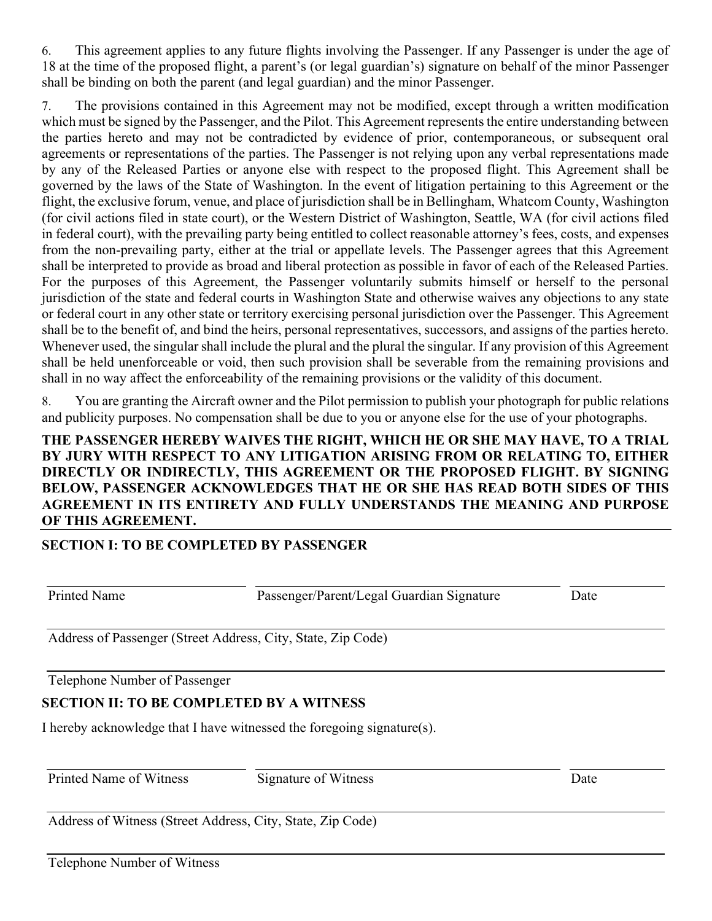6. This agreement applies to any future flights involving the Passenger. If any Passenger is under the age of 18 at the time of the proposed flight, a parent's (or legal guardian's) signature on behalf of the minor Passenger shall be binding on both the parent (and legal guardian) and the minor Passenger.

7. The provisions contained in this Agreement may not be modified, except through a written modification which must be signed by the Passenger, and the Pilot. This Agreement represents the entire understanding between the parties hereto and may not be contradicted by evidence of prior, contemporaneous, or subsequent oral agreements or representations of the parties. The Passenger is not relying upon any verbal representations made by any of the Released Parties or anyone else with respect to the proposed flight. This Agreement shall be governed by the laws of the State of Washington. In the event of litigation pertaining to this Agreement or the flight, the exclusive forum, venue, and place of jurisdiction shall be in Bellingham, Whatcom County, Washington (for civil actions filed in state court), or the Western District of Washington, Seattle, WA (for civil actions filed in federal court), with the prevailing party being entitled to collect reasonable attorney's fees, costs, and expenses from the non-prevailing party, either at the trial or appellate levels. The Passenger agrees that this Agreement shall be interpreted to provide as broad and liberal protection as possible in favor of each of the Released Parties. For the purposes of this Agreement, the Passenger voluntarily submits himself or herself to the personal jurisdiction of the state and federal courts in Washington State and otherwise waives any objections to any state or federal court in any other state or territory exercising personal jurisdiction over the Passenger. This Agreement shall be to the benefit of, and bind the heirs, personal representatives, successors, and assigns of the parties hereto. Whenever used, the singular shall include the plural and the plural the singular. If any provision of this Agreement shall be held unenforceable or void, then such provision shall be severable from the remaining provisions and shall in no way affect the enforceability of the remaining provisions or the validity of this document.

8. You are granting the Aircraft owner and the Pilot permission to publish your photograph for public relations and publicity purposes. No compensation shall be due to you or anyone else for the use of your photographs.

**THE PASSENGER HEREBY WAIVES THE RIGHT, WHICH HE OR SHE MAY HAVE, TO A TRIAL BY JURY WITH RESPECT TO ANY LITIGATION ARISING FROM OR RELATING TO, EITHER DIRECTLY OR INDIRECTLY, THIS AGREEMENT OR THE PROPOSED FLIGHT. BY SIGNING BELOW, PASSENGER ACKNOWLEDGES THAT HE OR SHE HAS READ BOTH SIDES OF THIS AGREEMENT IN ITS ENTIRETY AND FULLY UNDERSTANDS THE MEANING AND PURPOSE OF THIS AGREEMENT.**

**SECTION I: TO BE COMPLETED BY PASSENGER**

Printed Name ______________________ Passenger/Parent/Legal Guardian Signature ______________________ Date __________

Address of Passenger (Street Address, City, State, Zip Code) ______________________

Telephone Number of Passenger ______________________

**SECTION II: TO BE COMPLETED BY A WITNESS**

I hereby acknowledge that I have witnessed the foregoing signature(s).

Printed Name of Witness ______________________ Signature of Witness ______________________ Date __________

Address of Witness (Street Address, City, State, Zip Code) ______________________

Telephone Number of Witness ______________________